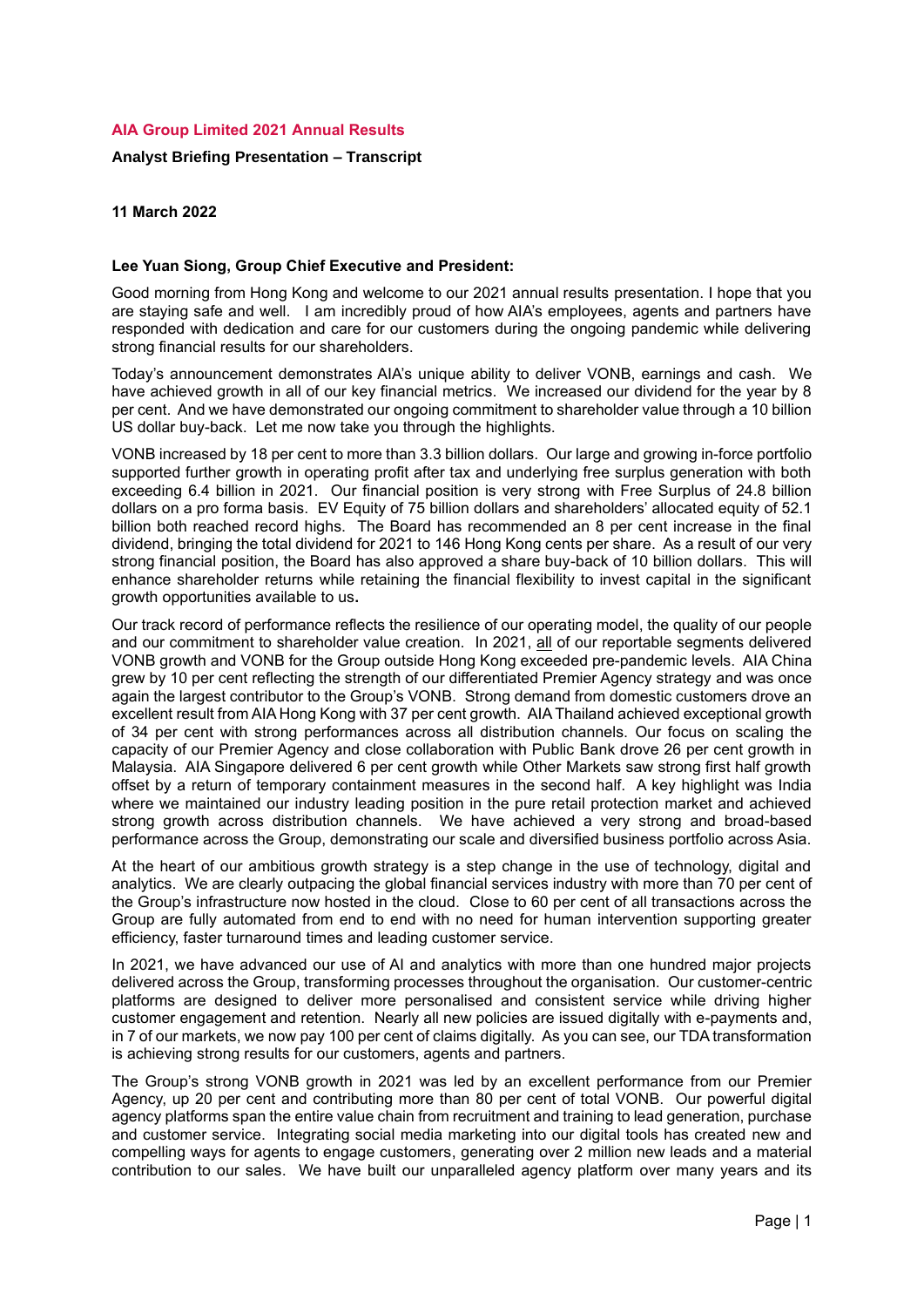# AIA Group Limited 2021 Annual Results

**Analyst Briefing Presentation – Transcript**

**11 March 2022**

**Lee Yuan Siong, Group Chief Executive and President:**

Good morning from Hong Kong and welcome to our 2021 annual results presentation. I hope that you are staying safe and well. I am incredibly proud of how AIA's employees, agents and partners have responded with dedication and care for our customers during the ongoing pandemic while delivering strong financial results for our shareholders.

Today's announcement demonstrates AIA's unique ability to deliver VONB, earnings and cash. We have achieved growth in all of our key financial metrics. We increased our dividend for the year by 8 per cent. And we have demonstrated our ongoing commitment to shareholder value through a 10 billion US dollar buy-back. Let me now take you through the highlights.

VONB increased by 18 per cent to more than 3.3 billion dollars. Our large and growing in-force portfolio supported further growth in operating profit after tax and underlying free surplus generation with both exceeding 6.4 billion in 2021. Our financial position is very strong with Free Surplus of 24.8 billion dollars on a pro forma basis. EV Equity of 75 billion dollars and shareholders' allocated equity of 52.1 billion both reached record highs. The Board has recommended an 8 per cent increase in the final dividend, bringing the total dividend for 2021 to 146 Hong Kong cents per share. As a result of our very strong financial position, the Board has also approved a share buy-back of 10 billion dollars. This will enhance shareholder returns while retaining the financial flexibility to invest capital in the significant growth opportunities available to us.

Our track record of performance reflects the resilience of our operating model, the quality of our people and our commitment to shareholder value creation. In 2021, <u>all</u> of our reportable segments delivered VONB growth and VONB for the Group outside Hong Kong exceeded pre-pandemic levels. AIA China grew by 10 per cent reflecting the strength of our differentiated Premier Agency strategy and was once again the largest contributor to the Group's VONB. Strong demand from domestic customers drove an excellent result from AIA Hong Kong with 37 per cent growth. AIA Thailand achieved exceptional growth of 34 per cent with strong performances across all distribution channels. Our focus on scaling the capacity of our Premier Agency and close collaboration with Public Bank drove 26 per cent growth in Malaysia. AIA Singapore delivered 6 per cent growth while Other Markets saw strong first half growth offset by a return of temporary containment measures in the second half. A key highlight was India where we maintained our industry leading position in the pure retail protection market and achieved strong growth across distribution channels. We have achieved a very strong and broad-based performance across the Group, demonstrating our scale and diversified business portfolio across Asia.

At the heart of our ambitious growth strategy is a step change in the use of technology, digital and analytics. We are clearly outpacing the global financial services industry with more than 70 per cent of the Group's infrastructure now hosted in the cloud. Close to 60 per cent of all transactions across the Group are fully automated from end to end with no need for human intervention supporting greater efficiency, faster turnaround times and leading customer service.

In 2021, we have advanced our use of AI and analytics with more than one hundred major projects delivered across the Group, transforming processes throughout the organisation. Our customer-centric platforms are designed to deliver more personalised and consistent service while driving higher customer engagement and retention. Nearly all new policies are issued digitally with e-payments and, in 7 of our markets, we now pay 100 per cent of claims digitally. As you can see, our TDA transformation is achieving strong results for our customers, agents and partners.

The Group's strong VONB growth in 2021 was led by an excellent performance from our Premier Agency, up 20 per cent and contributing more than 80 per cent of total VONB. Our powerful digital agency platforms span the entire value chain from recruitment and training to lead generation, purchase and customer service. Integrating social media marketing into our digital tools has created new and compelling ways for agents to engage customers, generating over 2 million new leads and a material contribution to our sales. We have built our unparalleled agency platform over many years and its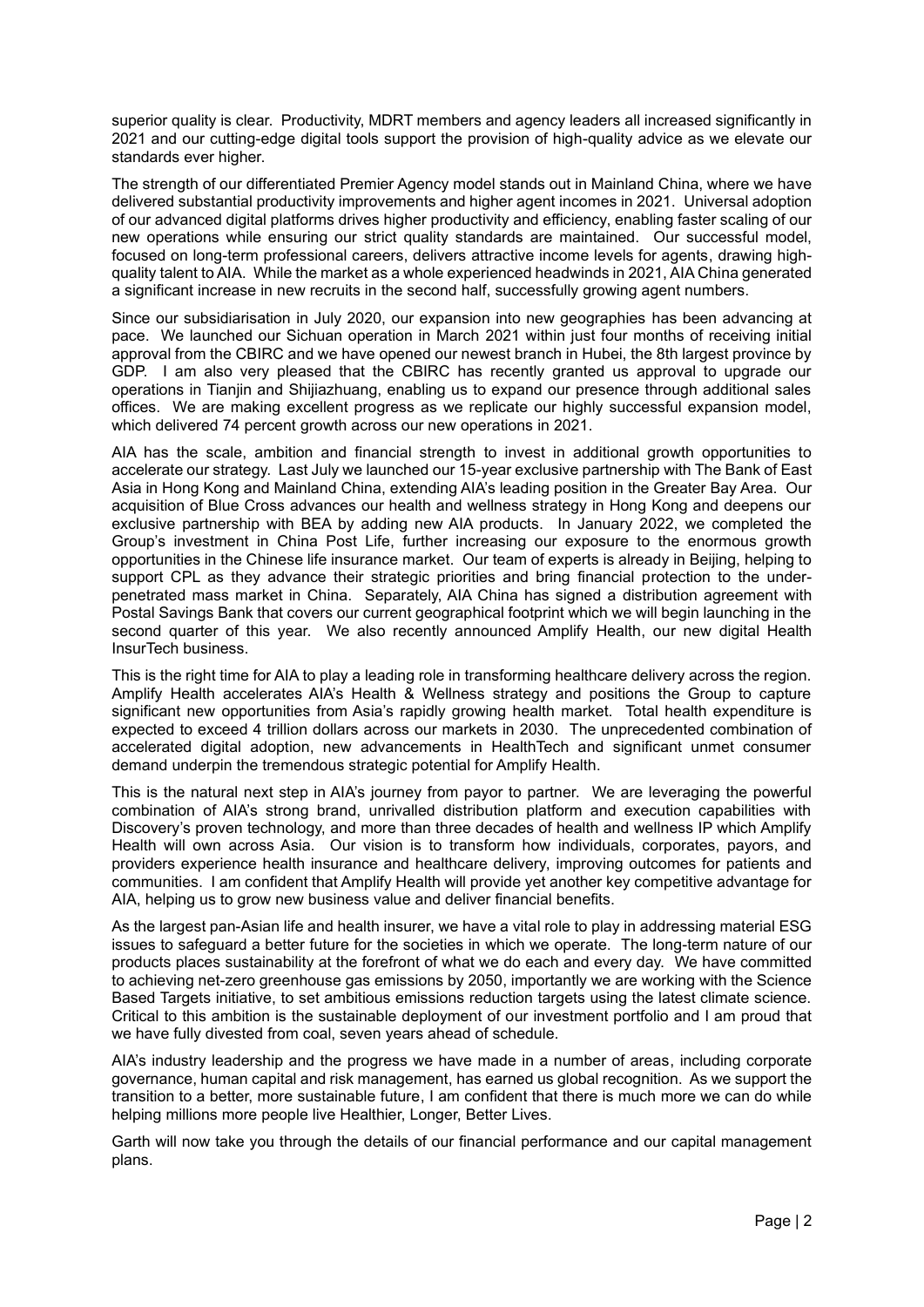superior quality is clear. Productivity, MDRT members and agency leaders all increased significantly in 2021 and our cutting-edge digital tools support the provision of high-quality advice as we elevate our standards ever higher.

The strength of our differentiated Premier Agency model stands out in Mainland China, where we have delivered substantial productivity improvements and higher agent incomes in 2021. Universal adoption of our advanced digital platforms drives higher productivity and efficiency, enabling faster scaling of our new operations while ensuring our strict quality standards are maintained. Our successful model, focused on long-term professional careers, delivers attractive income levels for agents, drawing high-quality talent to AIA. While the market as a whole experienced headwinds in 2021, AIA China generated a significant increase in new recruits in the second half, successfully growing agent numbers.

Since our subsidiarisation in July 2020, our expansion into new geographies has been advancing at pace. We launched our Sichuan operation in March 2021 within just four months of receiving initial approval from the CBIRC and we have opened our newest branch in Hubei, the 8th largest province by GDP. I am also very pleased that the CBIRC has recently granted us approval to upgrade our operations in Tianjin and Shijiazhuang, enabling us to expand our presence through additional sales offices. We are making excellent progress as we replicate our highly successful expansion model, which delivered 74 percent growth across our new operations in 2021.

AIA has the scale, ambition and financial strength to invest in additional growth opportunities to accelerate our strategy. Last July we launched our 15-year exclusive partnership with The Bank of East Asia in Hong Kong and Mainland China, extending AIA's leading position in the Greater Bay Area. Our acquisition of Blue Cross advances our health and wellness strategy in Hong Kong and deepens our exclusive partnership with BEA by adding new AIA products. In January 2022, we completed the Group's investment in China Post Life, further increasing our exposure to the enormous growth opportunities in the Chinese life insurance market. Our team of experts is already in Beijing, helping to support CPL as they advance their strategic priorities and bring financial protection to the under-penetrated mass market in China. Separately, AIA China has signed a distribution agreement with Postal Savings Bank that covers our current geographical footprint which we will begin launching in the second quarter of this year. We also recently announced Amplify Health, our new digital Health InsurTech business.

This is the right time for AIA to play a leading role in transforming healthcare delivery across the region. Amplify Health accelerates AIA's Health & Wellness strategy and positions the Group to capture significant new opportunities from Asia's rapidly growing health market. Total health expenditure is expected to exceed 4 trillion dollars across our markets in 2030. The unprecedented combination of accelerated digital adoption, new advancements in HealthTech and significant unmet consumer demand underpin the tremendous strategic potential for Amplify Health.

This is the natural next step in AIA's journey from payor to partner. We are leveraging the powerful combination of AIA's strong brand, unrivalled distribution platform and execution capabilities with Discovery's proven technology, and more than three decades of health and wellness IP which Amplify Health will own across Asia. Our vision is to transform how individuals, corporates, payors, and providers experience health insurance and healthcare delivery, improving outcomes for patients and communities. I am confident that Amplify Health will provide yet another key competitive advantage for AIA, helping us to grow new business value and deliver financial benefits.

As the largest pan-Asian life and health insurer, we have a vital role to play in addressing material ESG issues to safeguard a better future for the societies in which we operate. The long-term nature of our products places sustainability at the forefront of what we do each and every day. We have committed to achieving net-zero greenhouse gas emissions by 2050, importantly we are working with the Science Based Targets initiative, to set ambitious emissions reduction targets using the latest climate science. Critical to this ambition is the sustainable deployment of our investment portfolio and I am proud that we have fully divested from coal, seven years ahead of schedule.

AIA's industry leadership and the progress we have made in a number of areas, including corporate governance, human capital and risk management, has earned us global recognition. As we support the transition to a better, more sustainable future, I am confident that there is much more we can do while helping millions more people live Healthier, Longer, Better Lives.

Garth will now take you through the details of our financial performance and our capital management plans.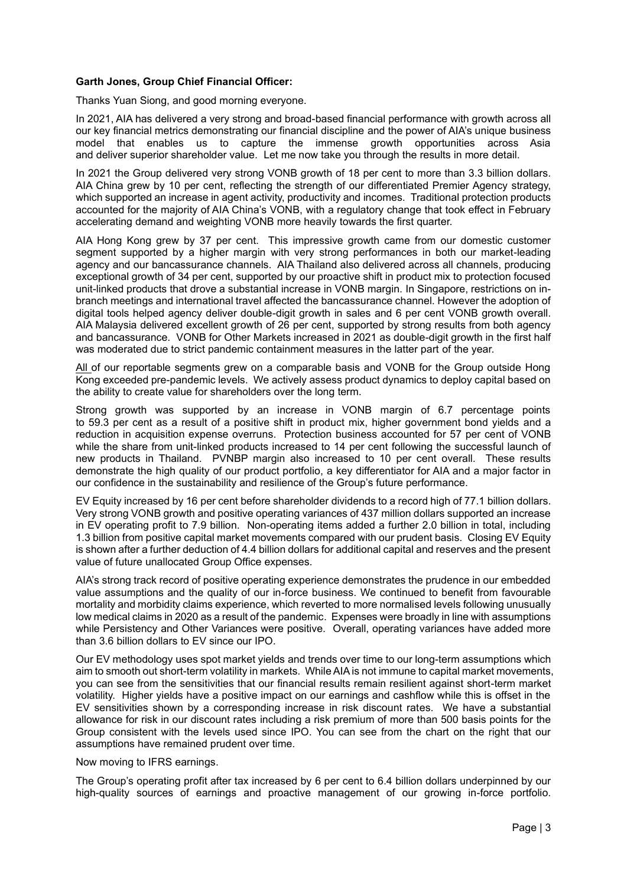**Garth Jones, Group Chief Financial Officer:**

Thanks Yuan Siong, and good morning everyone.

In 2021, AIA has delivered a very strong and broad-based financial performance with growth across all our key financial metrics demonstrating our financial discipline and the power of AIA's unique business model that enables us to capture the immense growth opportunities across Asia and deliver superior shareholder value. Let me now take you through the results in more detail.

In 2021 the Group delivered very strong VONB growth of 18 per cent to more than 3.3 billion dollars. AIA China grew by 10 per cent, reflecting the strength of our differentiated Premier Agency strategy, which supported an increase in agent activity, productivity and incomes. Traditional protection products accounted for the majority of AIA China's VONB, with a regulatory change that took effect in February accelerating demand and weighting VONB more heavily towards the first quarter.

AIA Hong Kong grew by 37 per cent. This impressive growth came from our domestic customer segment supported by a higher margin with very strong performances in both our market-leading agency and our bancassurance channels. AIA Thailand also delivered across all channels, producing exceptional growth of 34 per cent, supported by our proactive shift in product mix to protection focused unit-linked products that drove a substantial increase in VONB margin. In Singapore, restrictions on in-branch meetings and international travel affected the bancassurance channel. However the adoption of digital tools helped agency deliver double-digit growth in sales and 6 per cent VONB growth overall. AIA Malaysia delivered excellent growth of 26 per cent, supported by strong results from both agency and bancassurance. VONB for Other Markets increased in 2021 as double-digit growth in the first half was moderated due to strict pandemic containment measures in the latter part of the year.

All of our reportable segments grew on a comparable basis and VONB for the Group outside Hong Kong exceeded pre-pandemic levels. We actively assess product dynamics to deploy capital based on the ability to create value for shareholders over the long term.

Strong growth was supported by an increase in VONB margin of 6.7 percentage points to 59.3 per cent as a result of a positive shift in product mix, higher government bond yields and a reduction in acquisition expense overruns. Protection business accounted for 57 per cent of VONB while the share from unit-linked products increased to 14 per cent following the successful launch of new products in Thailand. PVNBP margin also increased to 10 per cent overall. These results demonstrate the high quality of our product portfolio, a key differentiator for AIA and a major factor in our confidence in the sustainability and resilience of the Group's future performance.

EV Equity increased by 16 per cent before shareholder dividends to a record high of 77.1 billion dollars. Very strong VONB growth and positive operating variances of 437 million dollars supported an increase in EV operating profit to 7.9 billion. Non-operating items added a further 2.0 billion in total, including 1.3 billion from positive capital market movements compared with our prudent basis. Closing EV Equity is shown after a further deduction of 4.4 billion dollars for additional capital and reserves and the present value of future unallocated Group Office expenses.

AIA's strong track record of positive operating experience demonstrates the prudence in our embedded value assumptions and the quality of our in-force business. We continued to benefit from favourable mortality and morbidity claims experience, which reverted to more normalised levels following unusually low medical claims in 2020 as a result of the pandemic. Expenses were broadly in line with assumptions while Persistency and Other Variances were positive. Overall, operating variances have added more than 3.6 billion dollars to EV since our IPO.

Our EV methodology uses spot market yields and trends over time to our long-term assumptions which aim to smooth out short-term volatility in markets. While AIA is not immune to capital market movements, you can see from the sensitivities that our financial results remain resilient against short-term market volatility. Higher yields have a positive impact on our earnings and cashflow while this is offset in the EV sensitivities shown by a corresponding increase in risk discount rates. We have a substantial allowance for risk in our discount rates including a risk premium of more than 500 basis points for the Group consistent with the levels used since IPO. You can see from the chart on the right that our assumptions have remained prudent over time.

Now moving to IFRS earnings.

The Group's operating profit after tax increased by 6 per cent to 6.4 billion dollars underpinned by our high-quality sources of earnings and proactive management of our growing in-force portfolio.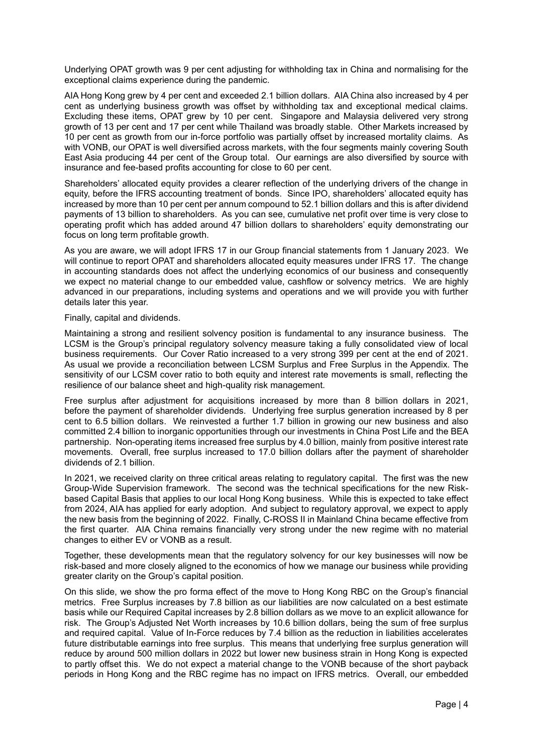Underlying OPAT growth was 9 per cent adjusting for withholding tax in China and normalising for the exceptional claims experience during the pandemic.

AIA Hong Kong grew by 4 per cent and exceeded 2.1 billion dollars. AIA China also increased by 4 per cent as underlying business growth was offset by withholding tax and exceptional medical claims. Excluding these items, OPAT grew by 10 per cent. Singapore and Malaysia delivered very strong growth of 13 per cent and 17 per cent while Thailand was broadly stable. Other Markets increased by 10 per cent as growth from our in-force portfolio was partially offset by increased mortality claims. As with VONB, our OPAT is well diversified across markets, with the four segments mainly covering South East Asia producing 44 per cent of the Group total. Our earnings are also diversified by source with insurance and fee-based profits accounting for close to 60 per cent.

Shareholders' allocated equity provides a clearer reflection of the underlying drivers of the change in equity, before the IFRS accounting treatment of bonds. Since IPO, shareholders' allocated equity has increased by more than 10 per cent per annum compound to 52.1 billion dollars and this is after dividend payments of 13 billion to shareholders. As you can see, cumulative net profit over time is very close to operating profit which has added around 47 billion dollars to shareholders' equity demonstrating our focus on long term profitable growth.

As you are aware, we will adopt IFRS 17 in our Group financial statements from 1 January 2023. We will continue to report OPAT and shareholders allocated equity measures under IFRS 17. The change in accounting standards does not affect the underlying economics of our business and consequently we expect no material change to our embedded value, cashflow or solvency metrics. We are highly advanced in our preparations, including systems and operations and we will provide you with further details later this year.

Finally, capital and dividends.

Maintaining a strong and resilient solvency position is fundamental to any insurance business. The LCSM is the Group's principal regulatory solvency measure taking a fully consolidated view of local business requirements. Our Cover Ratio increased to a very strong 399 per cent at the end of 2021. As usual we provide a reconciliation between LCSM Surplus and Free Surplus in the Appendix. The sensitivity of our LCSM cover ratio to both equity and interest rate movements is small, reflecting the resilience of our balance sheet and high-quality risk management.

Free surplus after adjustment for acquisitions increased by more than 8 billion dollars in 2021, before the payment of shareholder dividends. Underlying free surplus generation increased by 8 per cent to 6.5 billion dollars. We reinvested a further 1.7 billion in growing our new business and also committed 2.4 billion to inorganic opportunities through our investments in China Post Life and the BEA partnership. Non-operating items increased free surplus by 4.0 billion, mainly from positive interest rate movements. Overall, free surplus increased to 17.0 billion dollars after the payment of shareholder dividends of 2.1 billion.

In 2021, we received clarity on three critical areas relating to regulatory capital. The first was the new Group-Wide Supervision framework. The second was the technical specifications for the new Risk-based Capital Basis that applies to our local Hong Kong business. While this is expected to take effect from 2024, AIA has applied for early adoption. And subject to regulatory approval, we expect to apply the new basis from the beginning of 2022. Finally, C-ROSS II in Mainland China became effective from the first quarter. AIA China remains financially very strong under the new regime with no material changes to either EV or VONB as a result.

Together, these developments mean that the regulatory solvency for our key businesses will now be risk-based and more closely aligned to the economics of how we manage our business while providing greater clarity on the Group's capital position.

On this slide, we show the pro forma effect of the move to Hong Kong RBC on the Group's financial metrics. Free Surplus increases by 7.8 billion as our liabilities are now calculated on a best estimate basis while our Required Capital increases by 2.8 billion dollars as we move to an explicit allowance for risk. The Group's Adjusted Net Worth increases by 10.6 billion dollars, being the sum of free surplus and required capital. Value of In-Force reduces by 7.4 billion as the reduction in liabilities accelerates future distributable earnings into free surplus. This means that underlying free surplus generation will reduce by around 500 million dollars in 2022 but lower new business strain in Hong Kong is expected to partly offset this. We do not expect a material change to the VONB because of the short payback periods in Hong Kong and the RBC regime has no impact on IFRS metrics. Overall, our embedded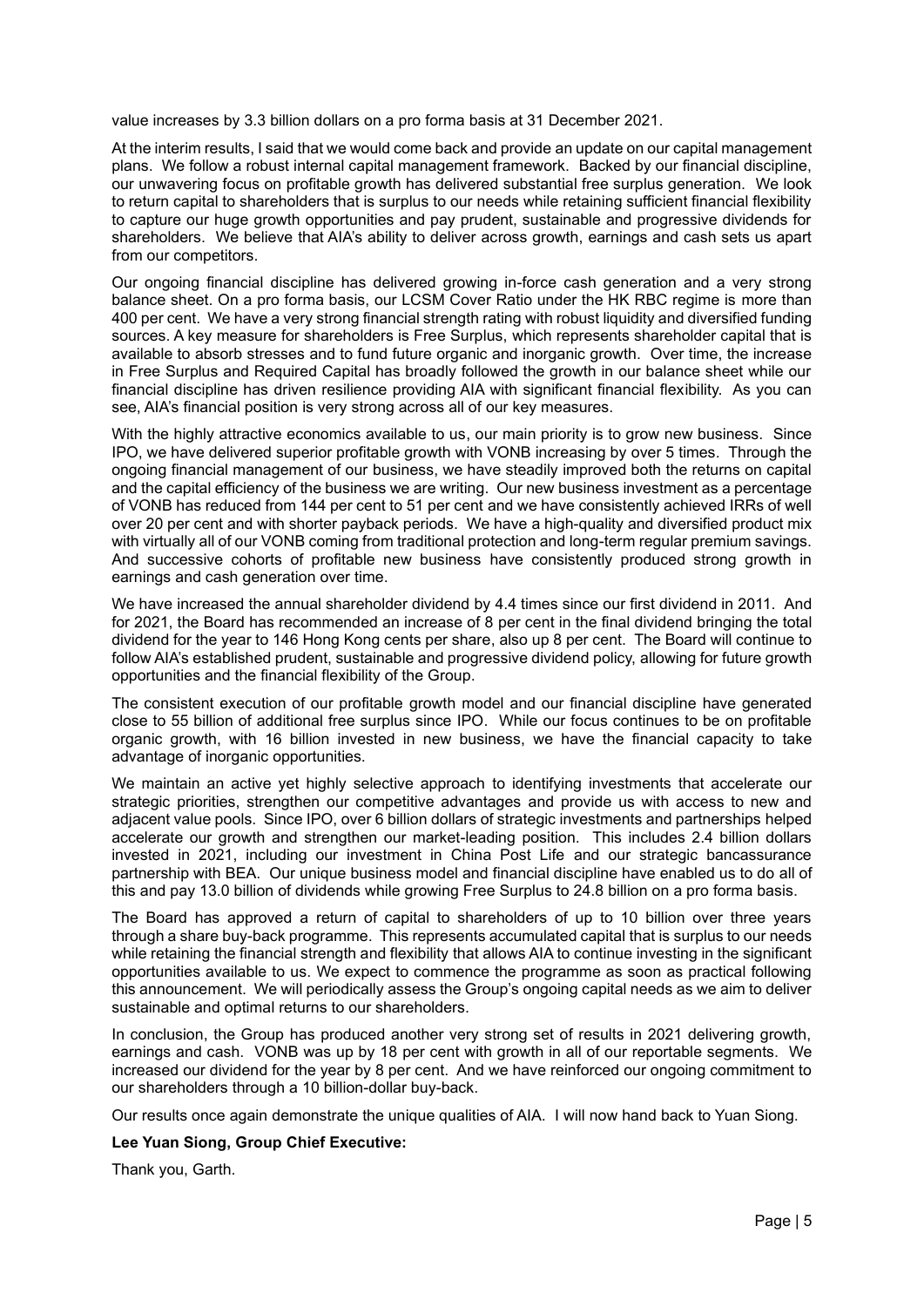value increases by 3.3 billion dollars on a pro forma basis at 31 December 2021.

At the interim results, I said that we would come back and provide an update on our capital management plans. We follow a robust internal capital management framework. Backed by our financial discipline, our unwavering focus on profitable growth has delivered substantial free surplus generation. We look to return capital to shareholders that is surplus to our needs while retaining sufficient financial flexibility to capture our huge growth opportunities and pay prudent, sustainable and progressive dividends for shareholders. We believe that AIA's ability to deliver across growth, earnings and cash sets us apart from our competitors.

Our ongoing financial discipline has delivered growing in-force cash generation and a very strong balance sheet. On a pro forma basis, our LCSM Cover Ratio under the HK RBC regime is more than 400 per cent. We have a very strong financial strength rating with robust liquidity and diversified funding sources. A key measure for shareholders is Free Surplus, which represents shareholder capital that is available to absorb stresses and to fund future organic and inorganic growth. Over time, the increase in Free Surplus and Required Capital has broadly followed the growth in our balance sheet while our financial discipline has driven resilience providing AIA with significant financial flexibility. As you can see, AIA's financial position is very strong across all of our key measures.

With the highly attractive economics available to us, our main priority is to grow new business. Since IPO, we have delivered superior profitable growth with VONB increasing by over 5 times. Through the ongoing financial management of our business, we have steadily improved both the returns on capital and the capital efficiency of the business we are writing. Our new business investment as a percentage of VONB has reduced from 144 per cent to 51 per cent and we have consistently achieved IRRs of well over 20 per cent and with shorter payback periods. We have a high-quality and diversified product mix with virtually all of our VONB coming from traditional protection and long-term regular premium savings. And successive cohorts of profitable new business have consistently produced strong growth in earnings and cash generation over time.

We have increased the annual shareholder dividend by 4.4 times since our first dividend in 2011. And for 2021, the Board has recommended an increase of 8 per cent in the final dividend bringing the total dividend for the year to 146 Hong Kong cents per share, also up 8 per cent. The Board will continue to follow AIA's established prudent, sustainable and progressive dividend policy, allowing for future growth opportunities and the financial flexibility of the Group.

The consistent execution of our profitable growth model and our financial discipline have generated close to 55 billion of additional free surplus since IPO. While our focus continues to be on profitable organic growth, with 16 billion invested in new business, we have the financial capacity to take advantage of inorganic opportunities.

We maintain an active yet highly selective approach to identifying investments that accelerate our strategic priorities, strengthen our competitive advantages and provide us with access to new and adjacent value pools. Since IPO, over 6 billion dollars of strategic investments and partnerships helped accelerate our growth and strengthen our market-leading position. This includes 2.4 billion dollars invested in 2021, including our investment in China Post Life and our strategic bancassurance partnership with BEA. Our unique business model and financial discipline have enabled us to do all of this and pay 13.0 billion of dividends while growing Free Surplus to 24.8 billion on a pro forma basis.

The Board has approved a return of capital to shareholders of up to 10 billion over three years through a share buy-back programme. This represents accumulated capital that is surplus to our needs while retaining the financial strength and flexibility that allows AIA to continue investing in the significant opportunities available to us. We expect to commence the programme as soon as practical following this announcement. We will periodically assess the Group's ongoing capital needs as we aim to deliver sustainable and optimal returns to our shareholders.

In conclusion, the Group has produced another very strong set of results in 2021 delivering growth, earnings and cash. VONB was up by 18 per cent with growth in all of our reportable segments. We increased our dividend for the year by 8 per cent. And we have reinforced our ongoing commitment to our shareholders through a 10 billion-dollar buy-back.

Our results once again demonstrate the unique qualities of AIA. I will now hand back to Yuan Siong.

**Lee Yuan Siong, Group Chief Executive:**

Thank you, Garth.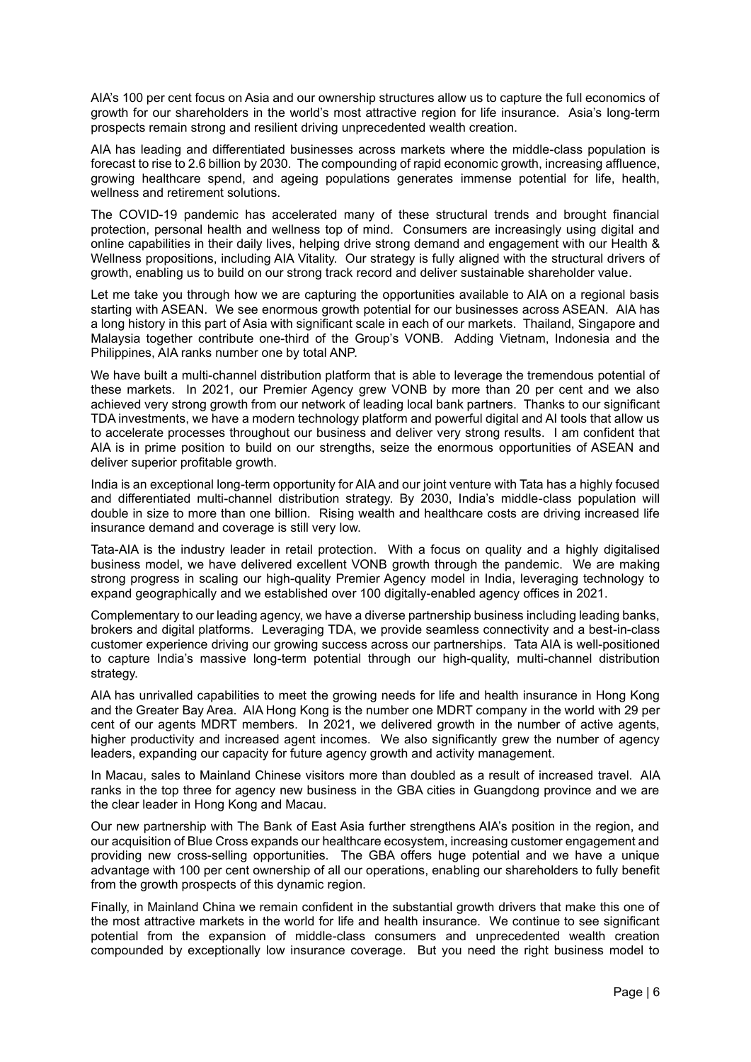AIA's 100 per cent focus on Asia and our ownership structures allow us to capture the full economics of growth for our shareholders in the world's most attractive region for life insurance. Asia's long-term prospects remain strong and resilient driving unprecedented wealth creation.

AIA has leading and differentiated businesses across markets where the middle-class population is forecast to rise to 2.6 billion by 2030. The compounding of rapid economic growth, increasing affluence, growing healthcare spend, and ageing populations generates immense potential for life, health, wellness and retirement solutions.

The COVID-19 pandemic has accelerated many of these structural trends and brought financial protection, personal health and wellness top of mind. Consumers are increasingly using digital and online capabilities in their daily lives, helping drive strong demand and engagement with our Health & Wellness propositions, including AIA Vitality. Our strategy is fully aligned with the structural drivers of growth, enabling us to build on our strong track record and deliver sustainable shareholder value.

Let me take you through how we are capturing the opportunities available to AIA on a regional basis starting with ASEAN. We see enormous growth potential for our businesses across ASEAN. AIA has a long history in this part of Asia with significant scale in each of our markets. Thailand, Singapore and Malaysia together contribute one-third of the Group's VONB. Adding Vietnam, Indonesia and the Philippines, AIA ranks number one by total ANP.

We have built a multi-channel distribution platform that is able to leverage the tremendous potential of these markets. In 2021, our Premier Agency grew VONB by more than 20 per cent and we also achieved very strong growth from our network of leading local bank partners. Thanks to our significant TDA investments, we have a modern technology platform and powerful digital and AI tools that allow us to accelerate processes throughout our business and deliver very strong results. I am confident that AIA is in prime position to build on our strengths, seize the enormous opportunities of ASEAN and deliver superior profitable growth.

India is an exceptional long-term opportunity for AIA and our joint venture with Tata has a highly focused and differentiated multi-channel distribution strategy. By 2030, India's middle-class population will double in size to more than one billion. Rising wealth and healthcare costs are driving increased life insurance demand and coverage is still very low.

Tata-AIA is the industry leader in retail protection. With a focus on quality and a highly digitalised business model, we have delivered excellent VONB growth through the pandemic. We are making strong progress in scaling our high-quality Premier Agency model in India, leveraging technology to expand geographically and we established over 100 digitally-enabled agency offices in 2021.

Complementary to our leading agency, we have a diverse partnership business including leading banks, brokers and digital platforms. Leveraging TDA, we provide seamless connectivity and a best-in-class customer experience driving our growing success across our partnerships. Tata AIA is well-positioned to capture India's massive long-term potential through our high-quality, multi-channel distribution strategy.

AIA has unrivalled capabilities to meet the growing needs for life and health insurance in Hong Kong and the Greater Bay Area. AIA Hong Kong is the number one MDRT company in the world with 29 per cent of our agents MDRT members. In 2021, we delivered growth in the number of active agents, higher productivity and increased agent incomes. We also significantly grew the number of agency leaders, expanding our capacity for future agency growth and activity management.

In Macau, sales to Mainland Chinese visitors more than doubled as a result of increased travel. AIA ranks in the top three for agency new business in the GBA cities in Guangdong province and we are the clear leader in Hong Kong and Macau.

Our new partnership with The Bank of East Asia further strengthens AIA's position in the region, and our acquisition of Blue Cross expands our healthcare ecosystem, increasing customer engagement and providing new cross-selling opportunities. The GBA offers huge potential and we have a unique advantage with 100 per cent ownership of all our operations, enabling our shareholders to fully benefit from the growth prospects of this dynamic region.

Finally, in Mainland China we remain confident in the substantial growth drivers that make this one of the most attractive markets in the world for life and health insurance. We continue to see significant potential from the expansion of middle-class consumers and unprecedented wealth creation compounded by exceptionally low insurance coverage. But you need the right business model to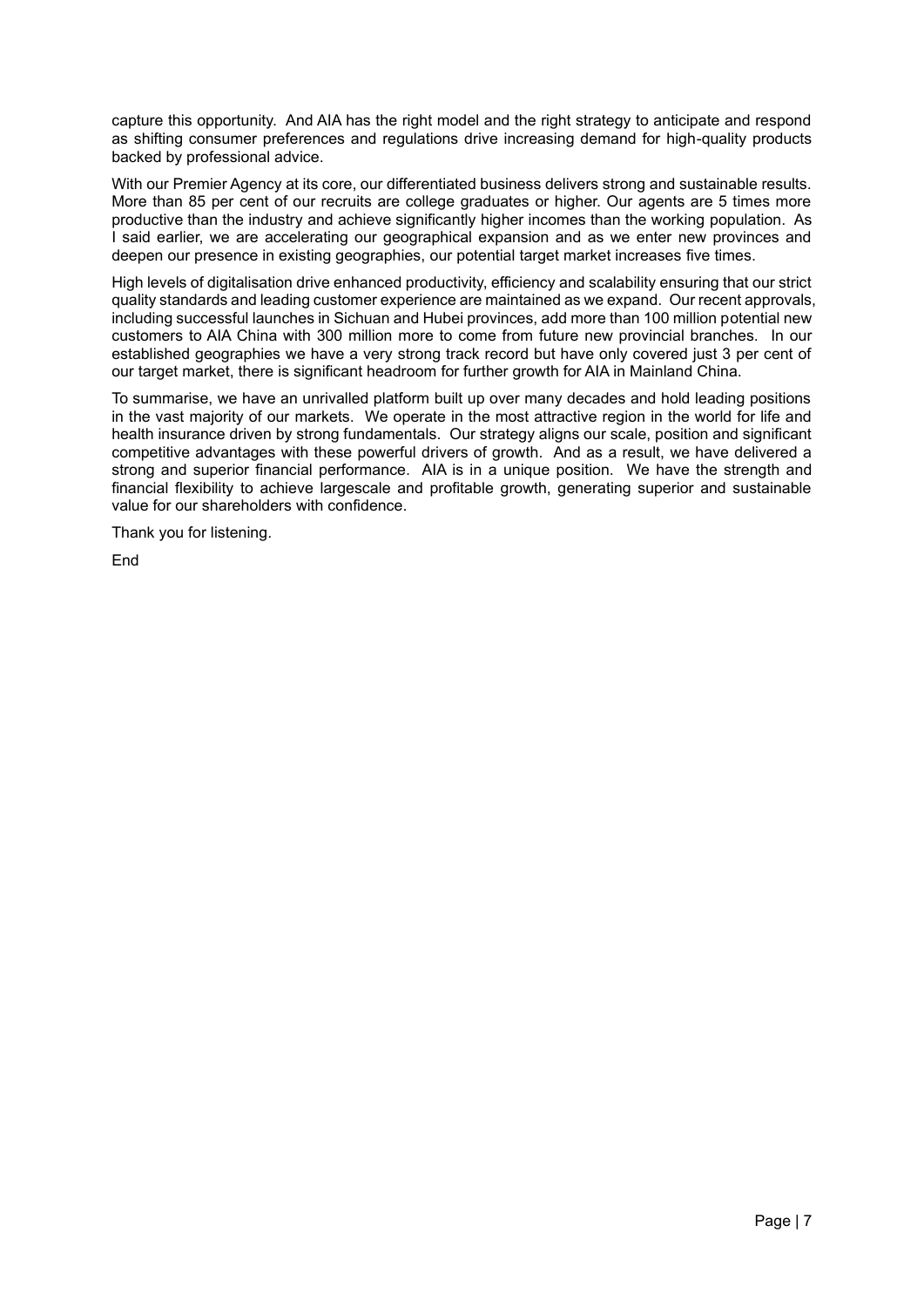capture this opportunity. And AIA has the right model and the right strategy to anticipate and respond as shifting consumer preferences and regulations drive increasing demand for high-quality products backed by professional advice.

With our Premier Agency at its core, our differentiated business delivers strong and sustainable results. More than 85 per cent of our recruits are college graduates or higher. Our agents are 5 times more productive than the industry and achieve significantly higher incomes than the working population. As I said earlier, we are accelerating our geographical expansion and as we enter new provinces and deepen our presence in existing geographies, our potential target market increases five times.

High levels of digitalisation drive enhanced productivity, efficiency and scalability ensuring that our strict quality standards and leading customer experience are maintained as we expand. Our recent approvals, including successful launches in Sichuan and Hubei provinces, add more than 100 million potential new customers to AIA China with 300 million more to come from future new provincial branches. In our established geographies we have a very strong track record but have only covered just 3 per cent of our target market, there is significant headroom for further growth for AIA in Mainland China.

To summarise, we have an unrivalled platform built up over many decades and hold leading positions in the vast majority of our markets. We operate in the most attractive region in the world for life and health insurance driven by strong fundamentals. Our strategy aligns our scale, position and significant competitive advantages with these powerful drivers of growth. And as a result, we have delivered a strong and superior financial performance. AIA is in a unique position. We have the strength and financial flexibility to achieve largescale and profitable growth, generating superior and sustainable value for our shareholders with confidence.

Thank you for listening.

End